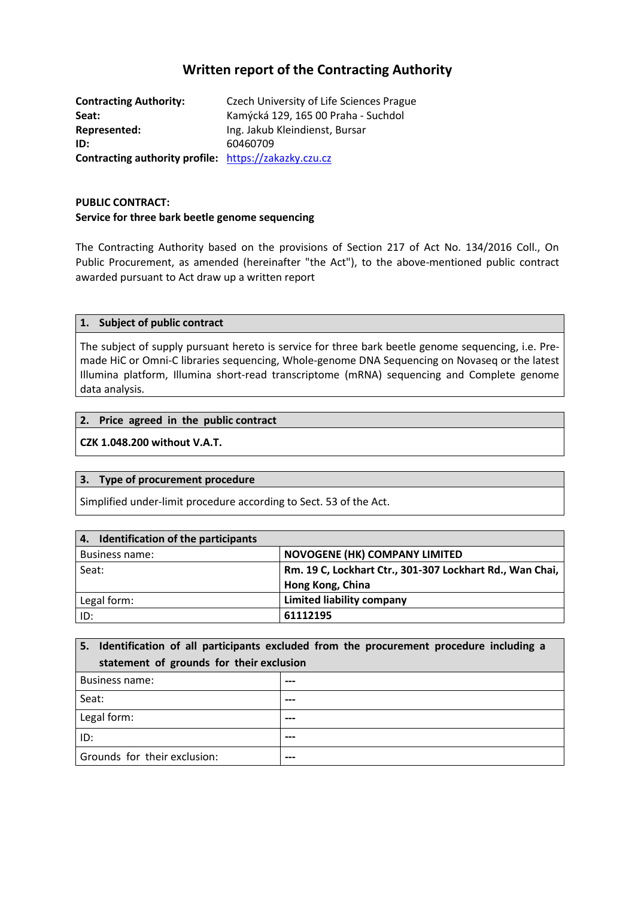# Written report of the Contracting Authority

**Contracting Authority:** Czech University of Life Sciences Prague
**Seat:** Kamýcká 129, 165 00 Praha - Suchdol
**Represented:** Ing. Jakub Kleindienst, Bursar
**ID:** 60460709
**Contracting authority profile:** https://zakazky.czu.cz

**PUBLIC CONTRACT:**
**Service for three bark beetle genome sequencing**

The Contracting Authority based on the provisions of Section 217 of Act No. 134/2016 Coll., On Public Procurement, as amended (hereinafter "the Act"), to the above-mentioned public contract awarded pursuant to Act draw up a written report

| 1. Subject of public contract |
|---|
| The subject of supply pursuant hereto is service for three bark beetle genome sequencing, i.e. Pre-made HiC or Omni-C libraries sequencing, Whole-genome DNA Sequencing on Novaseq or the latest Illumina platform, Illumina short-read transcriptome (mRNA) sequencing and Complete genome data analysis. |

| 2. Price agreed in the public contract |
|---|
| **CZK 1.048.200 without V.A.T.** |

| 3. Type of procurement procedure |
|---|
| Simplified under-limit procedure according to Sect. 53 of the Act. |

| 4. Identification of the participants | |
|---|---|
| Business name: | **NOVOGENE (HK) COMPANY LIMITED** |
| Seat: | **Rm. 19 C, Lockhart Ctr., 301-307 Lockhart Rd., Wan Chai, Hong Kong, China** |
| Legal form: | **Limited liability company** |
| ID: | **61112195** |

| 5. Identification of all participants excluded from the procurement procedure including a statement of grounds for their exclusion | |
|---|---|
| Business name: | --- |
| Seat: | --- |
| Legal form: | --- |
| ID: | --- |
| Grounds for their exclusion: | --- |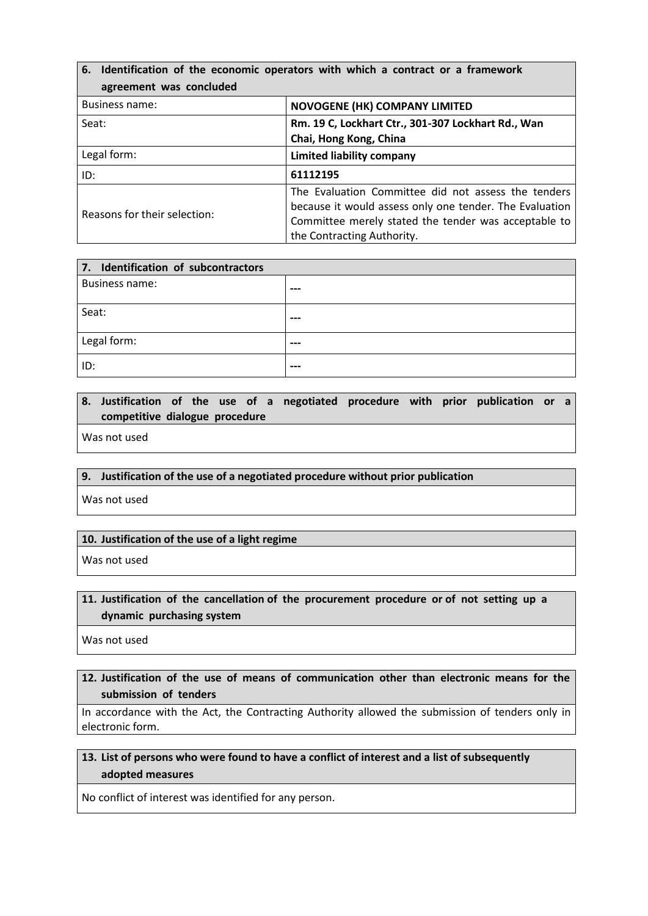| 6. Identification of the economic operators with which a contract or a framework agreement was concluded | |
|---|---|
| Business name: | **NOVOGENE (HK) COMPANY LIMITED** |
| Seat: | **Rm. 19 C, Lockhart Ctr., 301-307 Lockhart Rd., Wan Chai, Hong Kong, China** |
| Legal form: | **Limited liability company** |
| ID: | **61112195** |
| Reasons for their selection: | The Evaluation Committee did not assess the tenders because it would assess only one tender. The Evaluation Committee merely stated the tender was acceptable to the Contracting Authority. |

| 7. Identification of subcontractors | |
|---|---|
| Business name: | --- |
| Seat: | --- |
| Legal form: | --- |
| ID: | --- |

**8. Justification of the use of a negotiated procedure with prior publication or a competitive dialogue procedure**

Was not used

**9. Justification of the use of a negotiated procedure without prior publication**

Was not used

**10. Justification of the use of a light regime**

Was not used

**11. Justification of the cancellation of the procurement procedure or of not setting up a dynamic purchasing system**

Was not used

**12. Justification of the use of means of communication other than electronic means for the submission of tenders**

In accordance with the Act, the Contracting Authority allowed the submission of tenders only in electronic form.

**13. List of persons who were found to have a conflict of interest and a list of subsequently adopted measures**

No conflict of interest was identified for any person.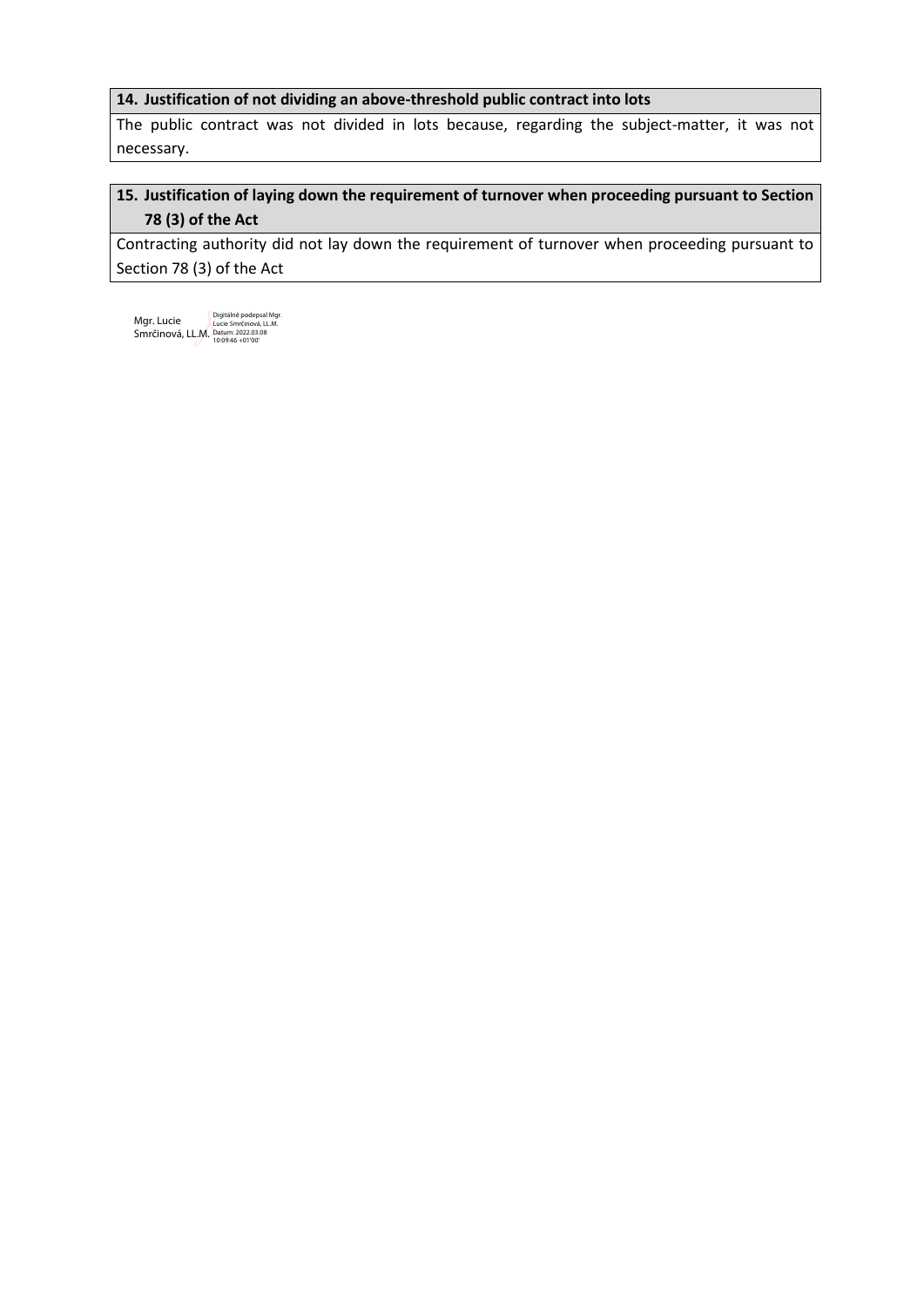**14. Justification of not dividing an above-threshold public contract into lots**

The public contract was not divided in lots because, regarding the subject-matter, it was not necessary.

**15. Justification of laying down the requirement of turnover when proceeding pursuant to Section 78 (3) of the Act**

Contracting authority did not lay down the requirement of turnover when proceeding pursuant to Section 78 (3) of the Act

Mgr. Lucie Smrčinová, LL.M.

Digitálně podepsal Mgr. Lucie Smrčinová, LL.M.
Datum: 2022.03.08 10:09:46 +01'00'